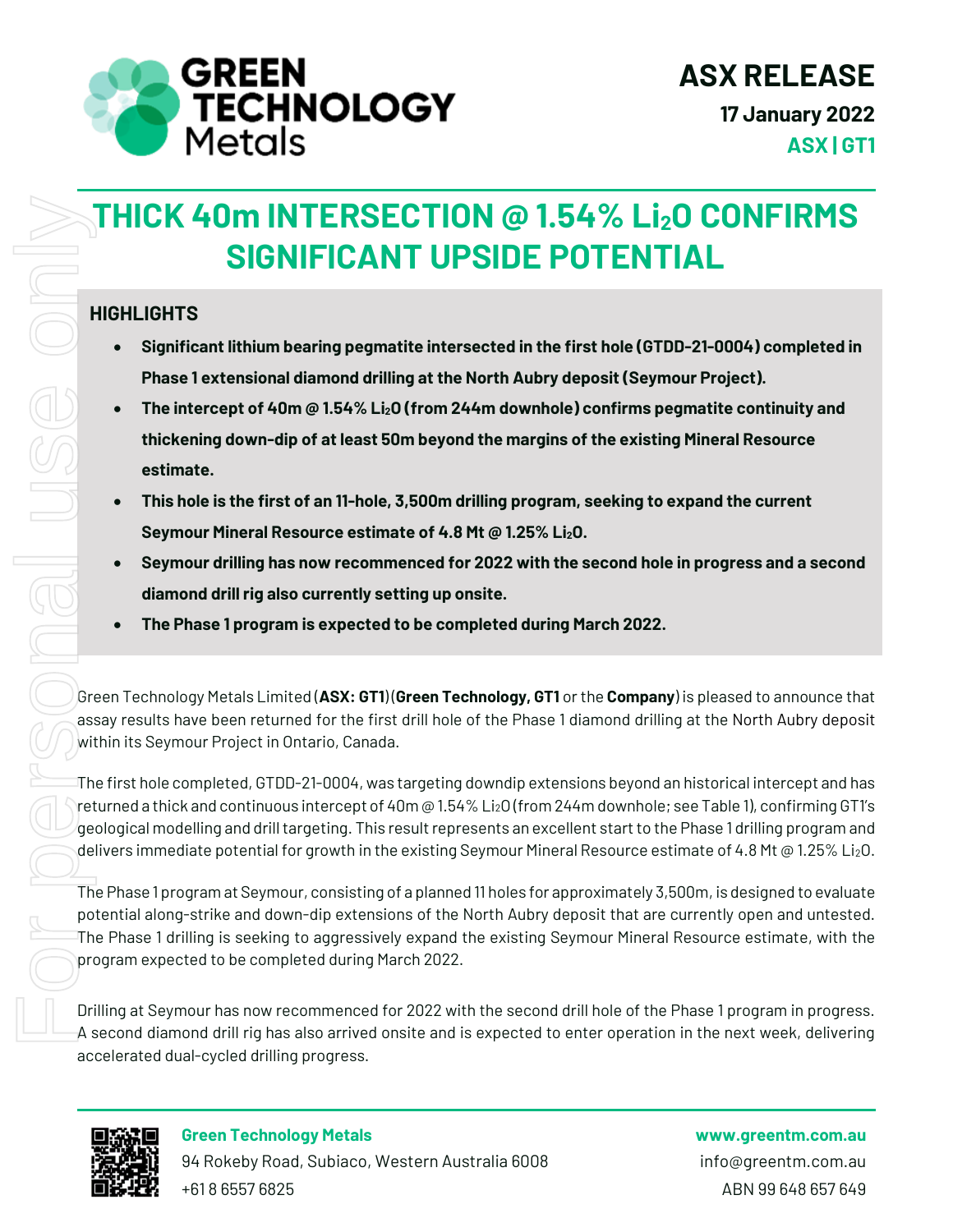# ASX RELEASE

**17 January 2022**

**ASX | GT1**

# THICK 40m INTERSECTION @ 1.54% $Li_2O$ CONFIRMS SIGNIFICANT UPSIDE POTENTIAL

## HIGHLIGHTS

- **Significant lithium bearing pegmatite intersected in the first hole (GTDD-21-0004) completed in Phase 1 extensional diamond drilling at the North Aubry deposit (Seymour Project).**
- **The intercept of 40m @ 1.54% $Li_2O$ (from 244m downhole) confirms pegmatite continuity and thickening down-dip of at least 50m beyond the margins of the existing Mineral Resource estimate.**
- **This hole is the first of an 11-hole, 3,500m drilling program, seeking to expand the current Seymour Mineral Resource estimate of 4.8 Mt @ 1.25% $Li_2O$.**
- **Seymour drilling has now recommenced for 2022 with the second hole in progress and a second diamond drill rig also currently setting up onsite.**
- **The Phase 1 program is expected to be completed during March 2022.**

Green Technology Metals Limited (**ASX: GT1**)(**Green Technology, GT1** or the **Company**) is pleased to announce that assay results have been returned for the first drill hole of the Phase 1 diamond drilling at the North Aubry deposit within its Seymour Project in Ontario, Canada.

The first hole completed, GTDD-21-0004, was targeting downdip extensions beyond an historical intercept and has returned a thick and continuous intercept of 40m @ 1.54% $Li_2O$ (from 244m downhole; see Table 1), confirming GT1's geological modelling and drill targeting. This result represents an excellent start to the Phase 1 drilling program and delivers immediate potential for growth in the existing Seymour Mineral Resource estimate of 4.8 Mt @ 1.25% $Li_2O$.

The Phase 1 program at Seymour, consisting of a planned 11 holes for approximately 3,500m, is designed to evaluate potential along-strike and down-dip extensions of the North Aubry deposit that are currently open and untested. The Phase 1 drilling is seeking to aggressively expand the existing Seymour Mineral Resource estimate, with the program expected to be completed during March 2022.

Drilling at Seymour has now recommenced for 2022 with the second drill hole of the Phase 1 program in progress. A second diamond drill rig has also arrived onsite and is expected to enter operation in the next week, delivering accelerated dual-cycled drilling progress.

**Green Technology Metals**
94 Rokeby Road, Subiaco, Western Australia 6008
+61 8 6557 6825

**www.greentm.com.au**
info@greentm.com.au
ABN 99 648 657 649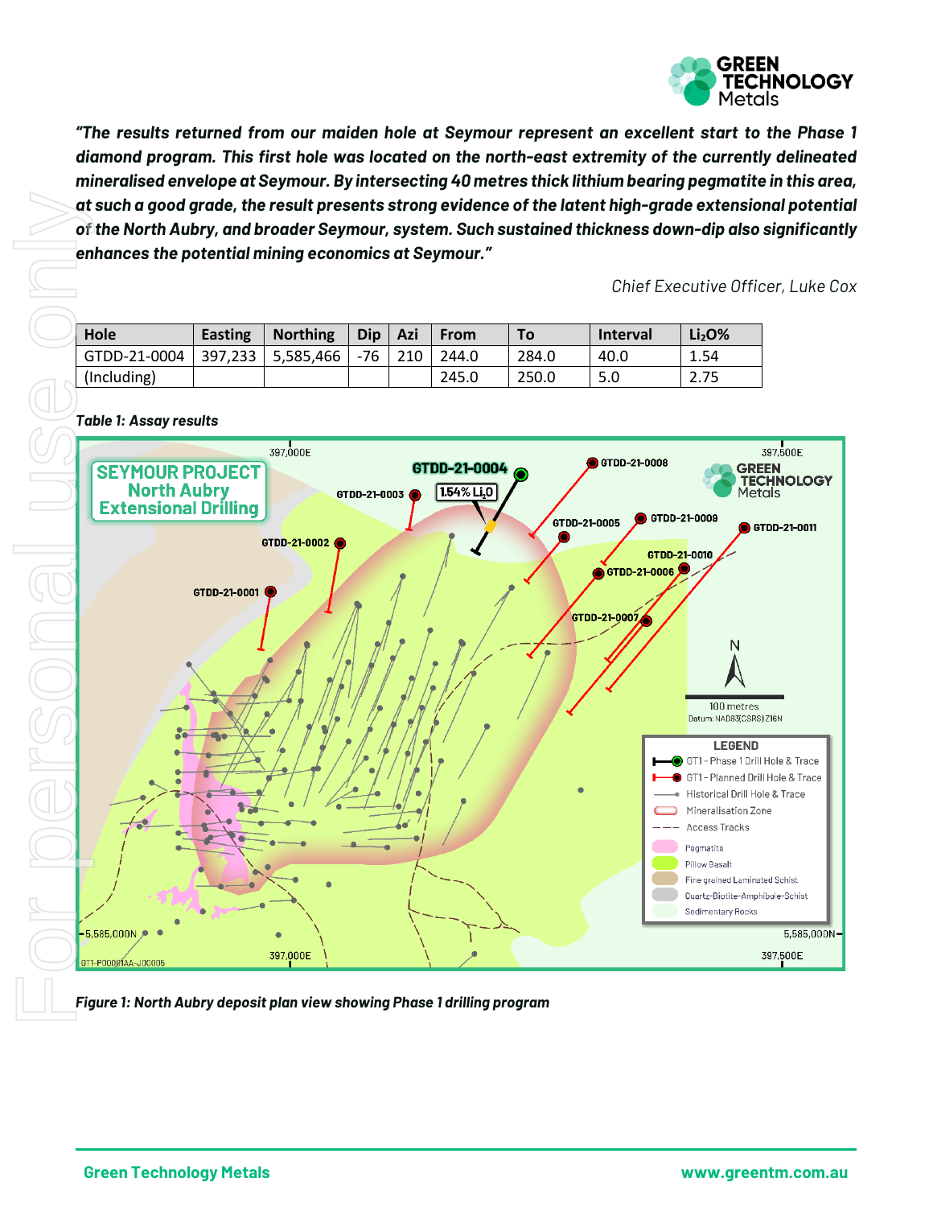*"The results returned from our maiden hole at Seymour represent an excellent start to the Phase 1 diamond program. This first hole was located on the north-east extremity of the currently delineated mineralised envelope at Seymour. By intersecting 40 metres thick lithium bearing pegmatite in this area, at such a good grade, the result presents strong evidence of the latent high-grade extensional potential of the North Aubry, and broader Seymour, system. Such sustained thickness down-dip also significantly enhances the potential mining economics at Seymour."*

*Chief Executive Officer, Luke Cox*

| Hole | Easting | Northing | Dip | Azi | From | To | Interval | $Li_2O$% |
|---|---|---|---|---|---|---|---|---|
| GTDD-21-0004 | 397,233 | 5,585,466 | -76 | 210 | 244.0 | 284.0 | 40.0 | 1.54 |
| (Including) | | | | | 245.0 | 250.0 | 5.0 | 2.75 |

***Table 1: Assay results***

***Figure 1: North Aubry deposit plan view showing Phase 1 drilling program***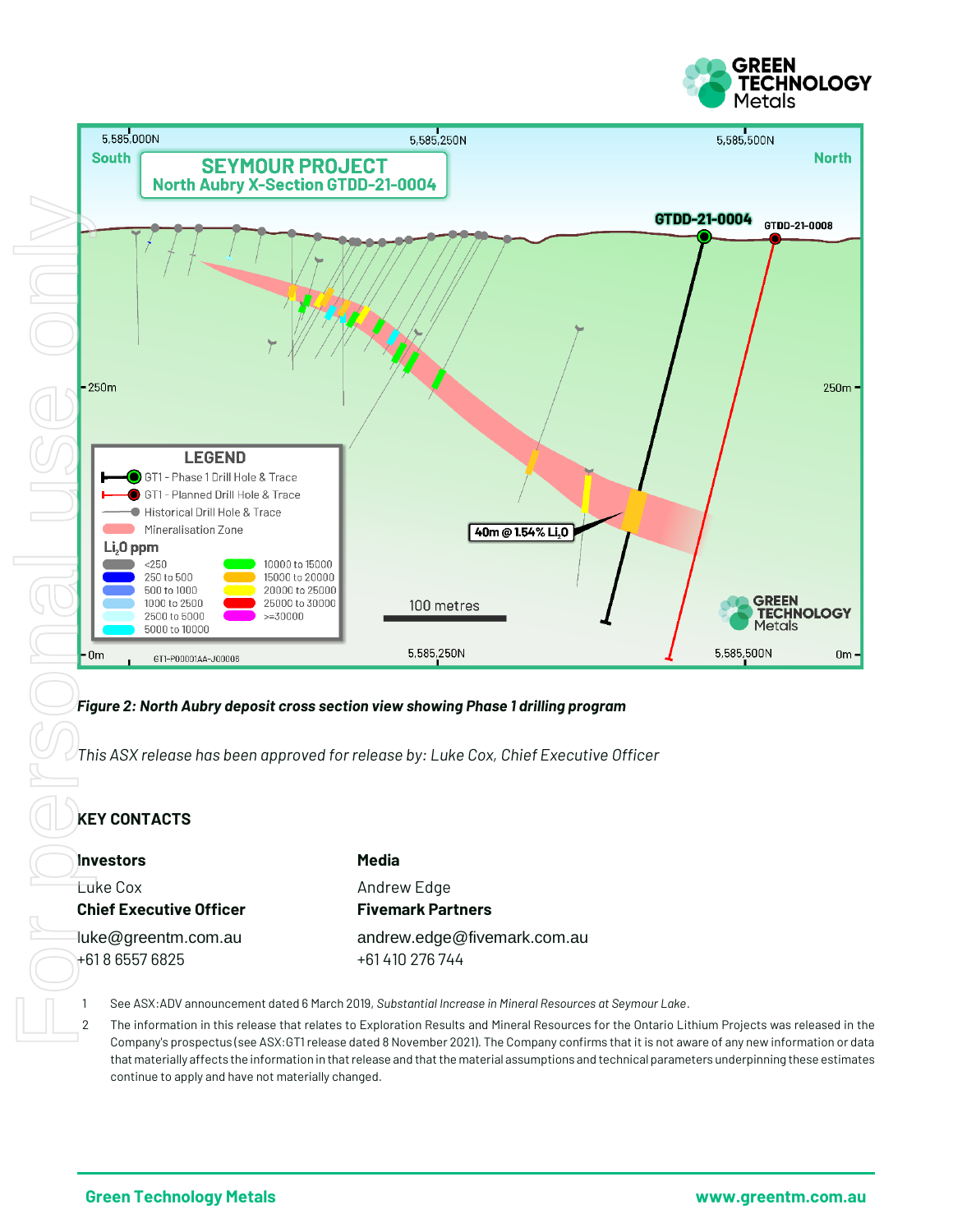*Figure 2: North Aubry deposit cross section view showing Phase 1 drilling program*

*This ASX release has been approved for release by: Luke Cox, Chief Executive Officer*

## KEY CONTACTS

**Investors**

Luke Cox
**Chief Executive Officer**

luke@greentm.com.au
+61 8 6557 6825

**Media**

Andrew Edge
**Fivemark Partners**

andrew.edge@fivemark.com.au
+61 410 276 744

1. See ASX:ADV announcement dated 6 March 2019, *Substantial Increase in Mineral Resources at Seymour Lake*.
2. The information in this release that relates to Exploration Results and Mineral Resources for the Ontario Lithium Projects was released in the Company's prospectus (see ASX:GT1 release dated 8 November 2021). The Company confirms that it is not aware of any new information or data that materially affects the information in that release and that the material assumptions and technical parameters underpinning these estimates continue to apply and have not materially changed.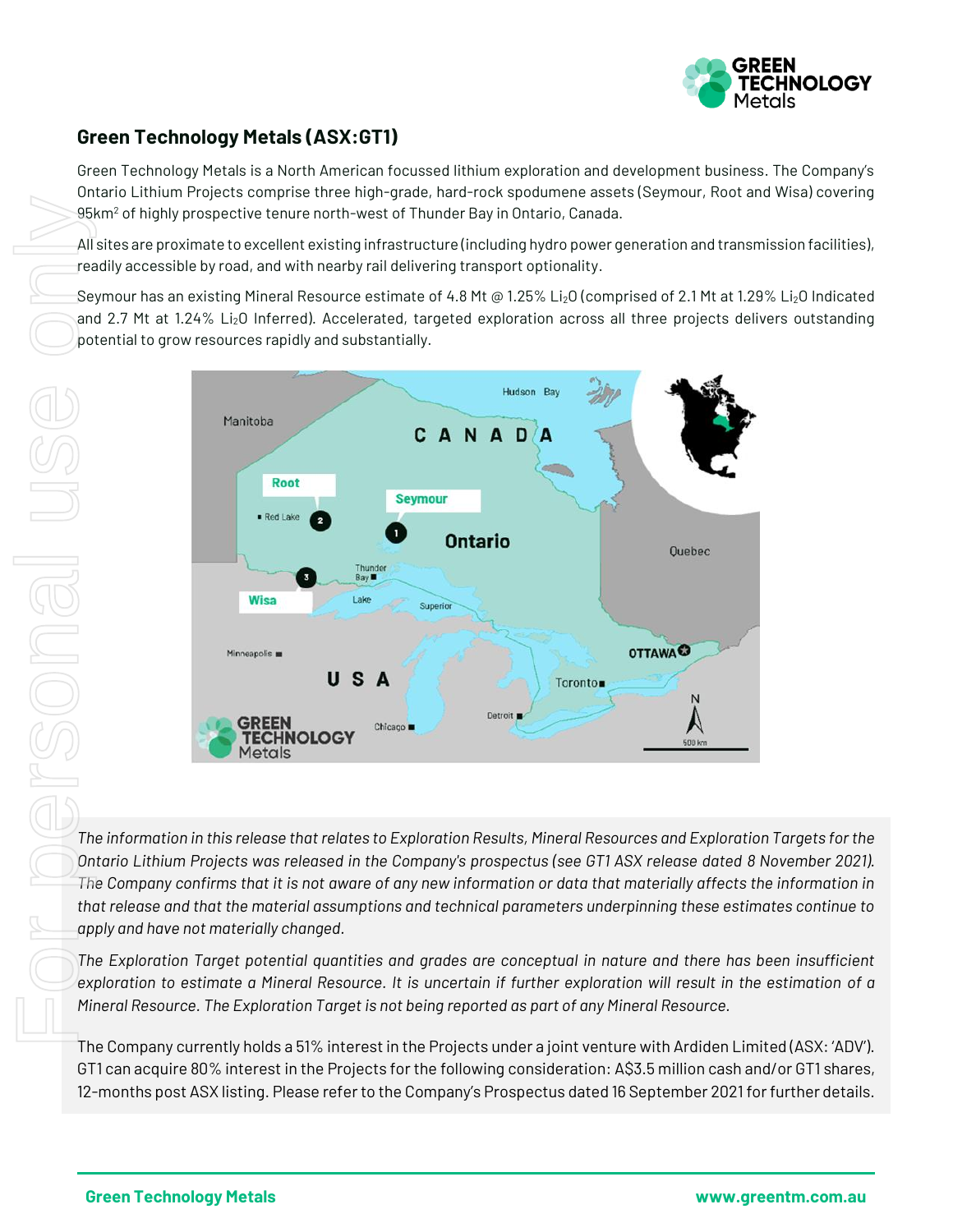## Green Technology Metals (ASX:GT1)

Green Technology Metals is a North American focussed lithium exploration and development business. The Company's Ontario Lithium Projects comprise three high-grade, hard-rock spodumene assets (Seymour, Root and Wisa) covering 95km$^2$ of highly prospective tenure north-west of Thunder Bay in Ontario, Canada.

All sites are proximate to excellent existing infrastructure (including hydro power generation and transmission facilities), readily accessible by road, and with nearby rail delivering transport optionality.

Seymour has an existing Mineral Resource estimate of 4.8 Mt @ 1.25% $Li_2O$ (comprised of 2.1 Mt at 1.29% $Li_2O$ Indicated and 2.7 Mt at 1.24% $Li_2O$ Inferred). Accelerated, targeted exploration across all three projects delivers outstanding potential to grow resources rapidly and substantially.

*The information in this release that relates to Exploration Results, Mineral Resources and Exploration Targets for the Ontario Lithium Projects was released in the Company's prospectus (see GT1 ASX release dated 8 November 2021). The Company confirms that it is not aware of any new information or data that materially affects the information in that release and that the material assumptions and technical parameters underpinning these estimates continue to apply and have not materially changed.*

*The Exploration Target potential quantities and grades are conceptual in nature and there has been insufficient exploration to estimate a Mineral Resource. It is uncertain if further exploration will result in the estimation of a Mineral Resource. The Exploration Target is not being reported as part of any Mineral Resource.*

The Company currently holds a 51% interest in the Projects under a joint venture with Ardiden Limited (ASX: 'ADV'). GT1 can acquire 80% interest in the Projects for the following consideration: A$3.5 million cash and/or GT1 shares, 12-months post ASX listing. Please refer to the Company's Prospectus dated 16 September 2021 for further details.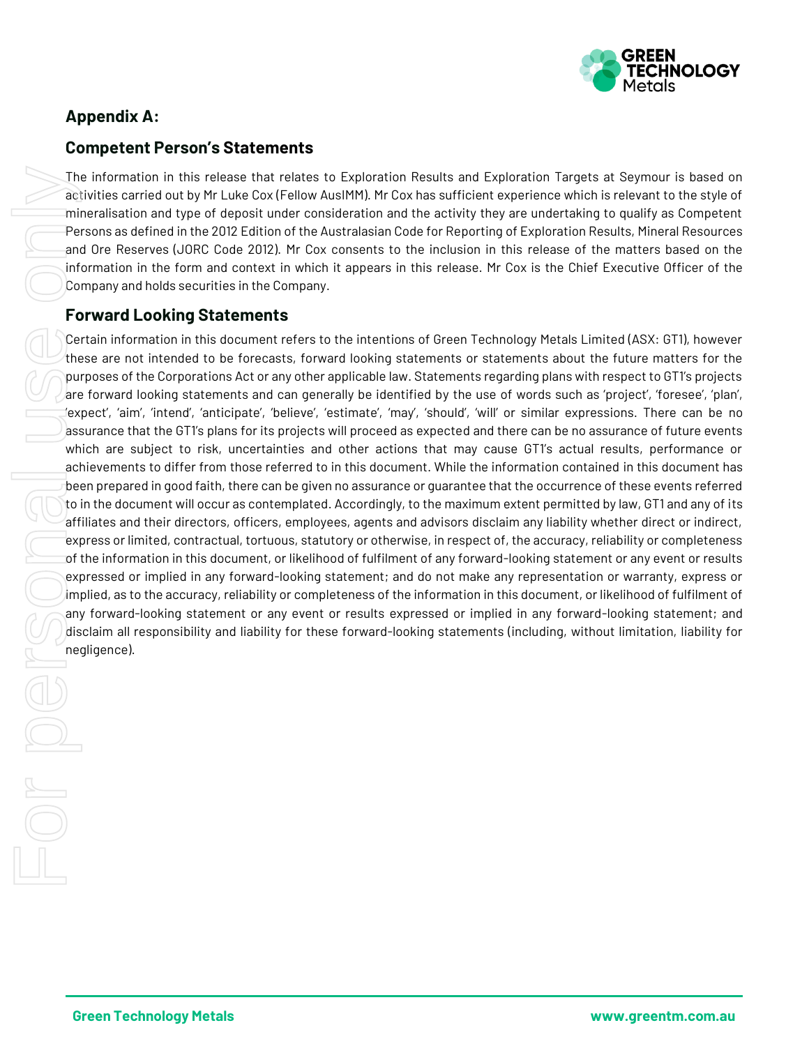## Appendix A:

### Competent Person's Statements

The information in this release that relates to Exploration Results and Exploration Targets at Seymour is based on activities carried out by Mr Luke Cox (Fellow AusIMM). Mr Cox has sufficient experience which is relevant to the style of mineralisation and type of deposit under consideration and the activity they are undertaking to qualify as Competent Persons as defined in the 2012 Edition of the Australasian Code for Reporting of Exploration Results, Mineral Resources and Ore Reserves (JORC Code 2012). Mr Cox consents to the inclusion in this release of the matters based on the information in the form and context in which it appears in this release. Mr Cox is the Chief Executive Officer of the Company and holds securities in the Company.

### Forward Looking Statements

Certain information in this document refers to the intentions of Green Technology Metals Limited (ASX: GT1), however these are not intended to be forecasts, forward looking statements or statements about the future matters for the purposes of the Corporations Act or any other applicable law. Statements regarding plans with respect to GT1's projects are forward looking statements and can generally be identified by the use of words such as 'project', 'foresee', 'plan', 'expect', 'aim', 'intend', 'anticipate', 'believe', 'estimate', 'may', 'should', 'will' or similar expressions. There can be no assurance that the GT1's plans for its projects will proceed as expected and there can be no assurance of future events which are subject to risk, uncertainties and other actions that may cause GT1's actual results, performance or achievements to differ from those referred to in this document. While the information contained in this document has been prepared in good faith, there can be given no assurance or guarantee that the occurrence of these events referred to in the document will occur as contemplated. Accordingly, to the maximum extent permitted by law, GT1 and any of its affiliates and their directors, officers, employees, agents and advisors disclaim any liability whether direct or indirect, express or limited, contractual, tortuous, statutory or otherwise, in respect of, the accuracy, reliability or completeness of the information in this document, or likelihood of fulfilment of any forward-looking statement or any event or results expressed or implied in any forward-looking statement; and do not make any representation or warranty, express or implied, as to the accuracy, reliability or completeness of the information in this document, or likelihood of fulfilment of any forward-looking statement or any event or results expressed or implied in any forward-looking statement; and disclaim all responsibility and liability for these forward-looking statements (including, without limitation, liability for negligence).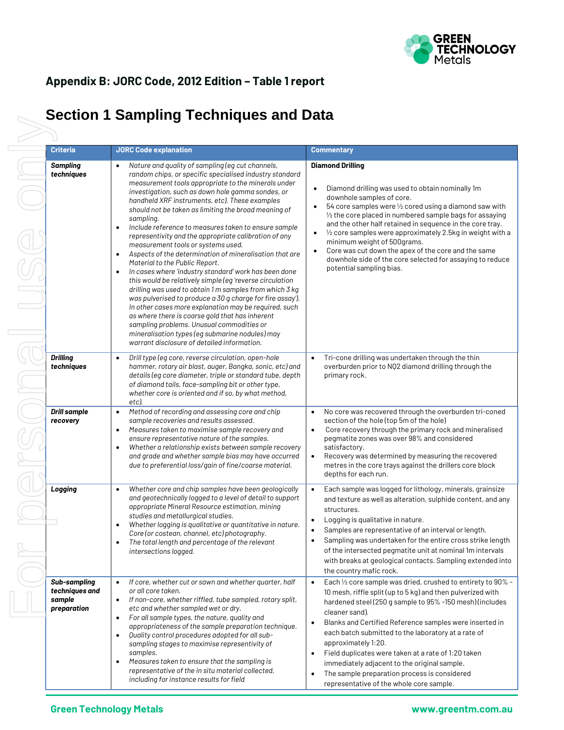## Appendix B: JORC Code, 2012 Edition – Table 1 report

# Section 1 Sampling Techniques and Data

| Criteria | JORC Code explanation | Commentary |
|---|---|---|
| **Sampling techniques** | • *Nature and quality of sampling (eg cut channels, random chips, or specific specialised industry standard measurement tools appropriate to the minerals under investigation, such as down hole gamma sondes, or handheld XRF instruments, etc). These examples should not be taken as limiting the broad meaning of sampling.*<br>• *Include reference to measures taken to ensure sample representivity and the appropriate calibration of any measurement tools or systems used.*<br>• *Aspects of the determination of mineralisation that are Material to the Public Report.*<br>• *In cases where 'industry standard' work has been done this would be relatively simple (eg 'reverse circulation drilling was used to obtain 1 m samples from which 3 kg was pulverised to produce a 30 g charge for fire assay'). In other cases more explanation may be required, such as where there is coarse gold that has inherent sampling problems. Unusual commodities or mineralisation types (eg submarine nodules) may warrant disclosure of detailed information.* | **Diamond Drilling**<br>• Diamond drilling was used to obtain nominally 1m downhole samples of core.<br>• 54 core samples were ½ cored using a diamond saw with ½ the core placed in numbered sample bags for assaying and the other half retained in sequence in the core tray.<br>• ½ core samples were approximately 2.5kg in weight with a minimum weight of 500grams.<br>• Core was cut down the apex of the core and the same downhole side of the core selected for assaying to reduce potential sampling bias. |
| **Drilling techniques** | • *Drill type (eg core, reverse circulation, open-hole hammer, rotary air blast, auger, Bangka, sonic, etc) and details (eg core diameter, triple or standard tube, depth of diamond tails, face-sampling bit or other type, whether core is oriented and if so, by what method, etc).* | • Tri-cone drilling was undertaken through the thin overburden prior to NQ2 diamond drilling through the primary rock. |
| **Drill sample recovery** | • *Method of recording and assessing core and chip sample recoveries and results assessed.*<br>• *Measures taken to maximise sample recovery and ensure representative nature of the samples.*<br>• *Whether a relationship exists between sample recovery and grade and whether sample bias may have occurred due to preferential loss/gain of fine/coarse material.* | • No core was recovered through the overburden tri-coned section of the hole (top 5m of the hole)<br>• Core recovery through the primary rock and mineralised pegmatite zones was over 98% and considered satisfactory.<br>• Recovery was determined by measuring the recovered metres in the core trays against the drillers core block depths for each run. |
| **Logging** | • *Whether core and chip samples have been geologically and geotechnically logged to a level of detail to support appropriate Mineral Resource estimation, mining studies and metallurgical studies.*<br>• *Whether logging is qualitative or quantitative in nature. Core (or costean, channel, etc) photography.*<br>• *The total length and percentage of the relevant intersections logged.* | • Each sample was logged for lithology, minerals, grainsize and texture as well as alteration, sulphide content, and any structures.<br>• Logging is qualitative in nature.<br>• Samples are representative of an interval or length.<br>• Sampling was undertaken for the entire cross strike length of the intersected pegmatite unit at nominal 1m intervals with breaks at geological contacts. Sampling extended into the country mafic rock. |
| **Sub-sampling techniques and sample preparation** | • *If core, whether cut or sawn and whether quarter, half or all core taken.*<br>• *If non-core, whether riffled, tube sampled, rotary split, etc and whether sampled wet or dry.*<br>• *For all sample types, the nature, quality and appropriateness of the sample preparation technique.*<br>• *Quality control procedures adopted for all sub-sampling stages to maximise representivity of samples.*<br>• *Measures taken to ensure that the sampling is representative of the in situ material collected, including for instance results for field* | • Each ½ core sample was dried, crushed to entirety to 90% -10 mesh, riffle split (up to 5 kg) and then pulverized with hardened steel (250 g sample to 95% -150 mesh) (includes cleaner sand).<br>• Blanks and Certified Reference samples were inserted in each batch submitted to the laboratory at a rate of approximately 1:20.<br>• Field duplicates were taken at a rate of 1:20 taken immediately adjacent to the original sample.<br>• The sample preparation process is considered representative of the whole core sample. |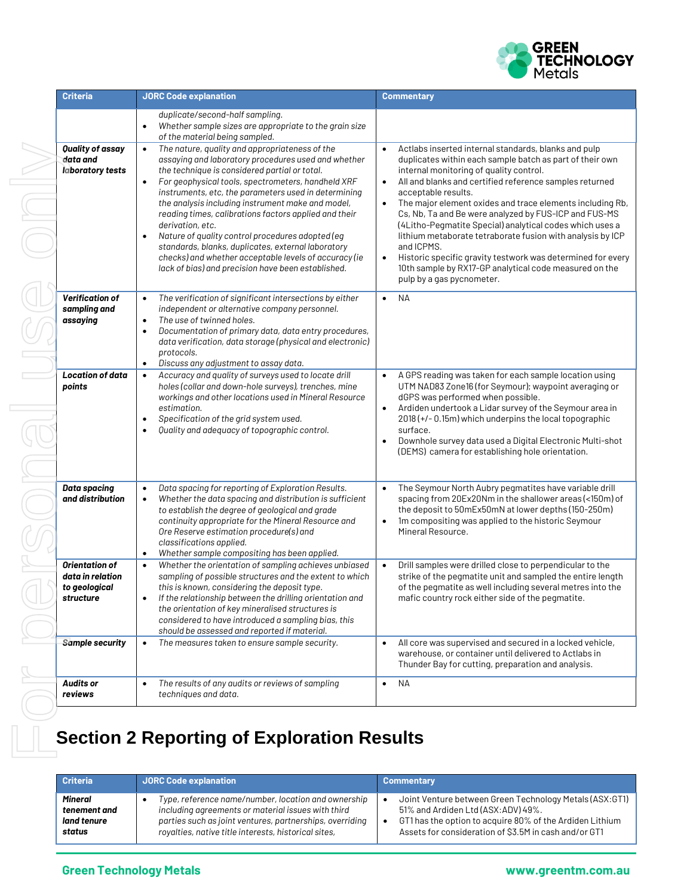| Criteria | JORC Code explanation | Commentary |
|---|---|---|
| | *duplicate/second-half sampling.*<br>• *Whether sample sizes are appropriate to the grain size of the material being sampled.* | |
| ***Quality of assay data and laboratory tests*** | • *The nature, quality and appropriateness of the assaying and laboratory procedures used and whether the technique is considered partial or total.*<br>• *For geophysical tools, spectrometers, handheld XRF instruments, etc, the parameters used in determining the analysis including instrument make and model, reading times, calibrations factors applied and their derivation, etc.*<br>• *Nature of quality control procedures adopted (eg standards, blanks, duplicates, external laboratory checks) and whether acceptable levels of accuracy (ie lack of bias) and precision have been established.* | • Actlabs inserted internal standards, blanks and pulp duplicates within each sample batch as part of their own internal monitoring of quality control.<br>• All and blanks and certified reference samples returned acceptable results.<br>• The major element oxides and trace elements including Rb, Cs, Nb, Ta and Be were analyzed by FUS-ICP and FUS-MS (4Litho-Pegmatite Special) analytical codes which uses a lithium metaborate tetraborate fusion with analysis by ICP and ICPMS.<br>• Historic specific gravity testwork was determined for every 10th sample by RX17-GP analytical code measured on the pulp by a gas pycnometer. |
| ***Verification of sampling and assaying*** | • *The verification of significant intersections by either independent or alternative company personnel.*<br>• *The use of twinned holes.*<br>• *Documentation of primary data, data entry procedures, data verification, data storage (physical and electronic) protocols.*<br>• *Discuss any adjustment to assay data.* | • NA |
| ***Location of data points*** | • *Accuracy and quality of surveys used to locate drill holes (collar and down-hole surveys), trenches, mine workings and other locations used in Mineral Resource estimation.*<br>• *Specification of the grid system used.*<br>• *Quality and adequacy of topographic control.* | • A GPS reading was taken for each sample location using UTM NAD83 Zone16 (for Seymour); waypoint averaging or dGPS was performed when possible.<br>• Ardiden undertook a Lidar survey of the Seymour area in 2018 (+/- 0.15m) which underpins the local topographic surface.<br>• Downhole survey data used a Digital Electronic Multi-shot (DEMS) camera for establishing hole orientation. |
| ***Data spacing and distribution*** | • *Data spacing for reporting of Exploration Results.*<br>• *Whether the data spacing and distribution is sufficient to establish the degree of geological and grade continuity appropriate for the Mineral Resource and Ore Reserve estimation procedure(s) and classifications applied.*<br>• *Whether sample compositing has been applied.* | • The Seymour North Aubry pegmatites have variable drill spacing from 20Ex20Nm in the shallower areas (<150m) of the deposit to 50mEx50mN at lower depths (150-250m)<br>• 1m compositing was applied to the historic Seymour Mineral Resource. |
| ***Orientation of data in relation to geological structure*** | • *Whether the orientation of sampling achieves unbiased sampling of possible structures and the extent to which this is known, considering the deposit type.*<br>• *If the relationship between the drilling orientation and the orientation of key mineralised structures is considered to have introduced a sampling bias, this should be assessed and reported if material.* | • Drill samples were drilled close to perpendicular to the strike of the pegmatite unit and sampled the entire length of the pegmatite as well including several metres into the mafic country rock either side of the pegmatite. |
| ***Sample security*** | • *The measures taken to ensure sample security.* | • All core was supervised and secured in a locked vehicle, warehouse, or container until delivered to Actlabs in Thunder Bay for cutting, preparation and analysis. |
| ***Audits or reviews*** | • *The results of any audits or reviews of sampling techniques and data.* | • NA |

# Section 2 Reporting of Exploration Results

| Criteria | JORC Code explanation | Commentary |
|---|---|---|
| ***Mineral tenement and land tenure status*** | • *Type, reference name/number, location and ownership including agreements or material issues with third parties such as joint ventures, partnerships, overriding royalties, native title interests, historical sites,* | • Joint Venture between Green Technology Metals (ASX:GT1) 51% and Ardiden Ltd (ASX:ADV) 49%.<br>• GT1 has the option to acquire 80% of the Ardiden Lithium Assets for consideration of $3.5M in cash and/or GT1 |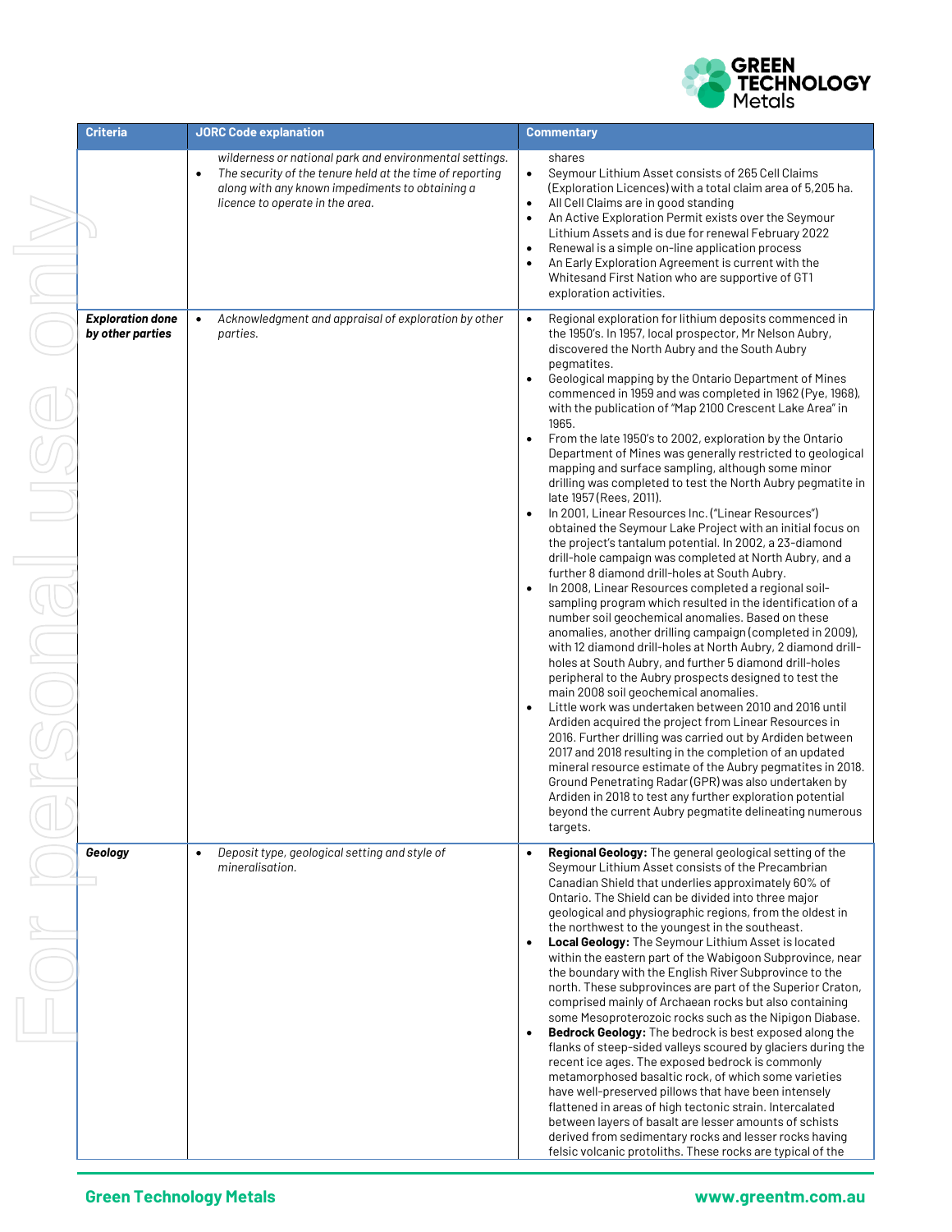| Criteria | JORC Code explanation | Commentary |
|---|---|---|
| | *wilderness or national park and environmental settings.*<br>• *The security of the tenure held at the time of reporting along with any known impediments to obtaining a licence to operate in the area.* | shares<br>• Seymour Lithium Asset consists of 265 Cell Claims (Exploration Licences) with a total claim area of 5,205 ha.<br>• All Cell Claims are in good standing<br>• An Active Exploration Permit exists over the Seymour Lithium Assets and is due for renewal February 2022<br>• Renewal is a simple on-line application process<br>• An Early Exploration Agreement is current with the Whitesand First Nation who are supportive of GT1 exploration activities. |
| ***Exploration done by other parties*** | • *Acknowledgment and appraisal of exploration by other parties.* | • Regional exploration for lithium deposits commenced in the 1950's. In 1957, local prospector, Mr Nelson Aubry, discovered the North Aubry and the South Aubry pegmatites.<br>• Geological mapping by the Ontario Department of Mines commenced in 1959 and was completed in 1962 (Pye, 1968), with the publication of "Map 2100 Crescent Lake Area" in 1965.<br>• From the late 1950's to 2002, exploration by the Ontario Department of Mines was generally restricted to geological mapping and surface sampling, although some minor drilling was completed to test the North Aubry pegmatite in late 1957 (Rees, 2011).<br>• In 2001, Linear Resources Inc. ("Linear Resources") obtained the Seymour Lake Project with an initial focus on the project's tantalum potential. In 2002, a 23-diamond drill-hole campaign was completed at North Aubry, and a further 8 diamond drill-holes at South Aubry.<br>• In 2008, Linear Resources completed a regional soil-sampling program which resulted in the identification of a number soil geochemical anomalies. Based on these anomalies, another drilling campaign (completed in 2009), with 12 diamond drill-holes at North Aubry, 2 diamond drill-holes at South Aubry, and further 5 diamond drill-holes peripheral to the Aubry prospects designed to test the main 2008 soil geochemical anomalies.<br>• Little work was undertaken between 2010 and 2016 until Ardiden acquired the project from Linear Resources in 2016. Further drilling was carried out by Ardiden between 2017 and 2018 resulting in the completion of an updated mineral resource estimate of the Aubry pegmatites in 2018. Ground Penetrating Radar (GPR) was also undertaken by Ardiden in 2018 to test any further exploration potential beyond the current Aubry pegmatite delineating numerous targets. |
| ***Geology*** | • *Deposit type, geological setting and style of mineralisation.* | • **Regional Geology:** The general geological setting of the Seymour Lithium Asset consists of the Precambrian Canadian Shield that underlies approximately 60% of Ontario. The Shield can be divided into three major geological and physiographic regions, from the oldest in the northwest to the youngest in the southeast.<br>• **Local Geology:** The Seymour Lithium Asset is located within the eastern part of the Wabigoon Subprovince, near the boundary with the English River Subprovince to the north. These subprovinces are part of the Superior Craton, comprised mainly of Archaean rocks but also containing some Mesoproterozoic rocks such as the Nipigon Diabase.<br>• **Bedrock Geology:** The bedrock is best exposed along the flanks of steep-sided valleys scoured by glaciers during the recent ice ages. The exposed bedrock is commonly metamorphosed basaltic rock, of which some varieties have well-preserved pillows that have been intensely flattened in areas of high tectonic strain. Intercalated between layers of basalt are lesser amounts of schists derived from sedimentary rocks and lesser rocks having felsic volcanic protoliths. These rocks are typical of the |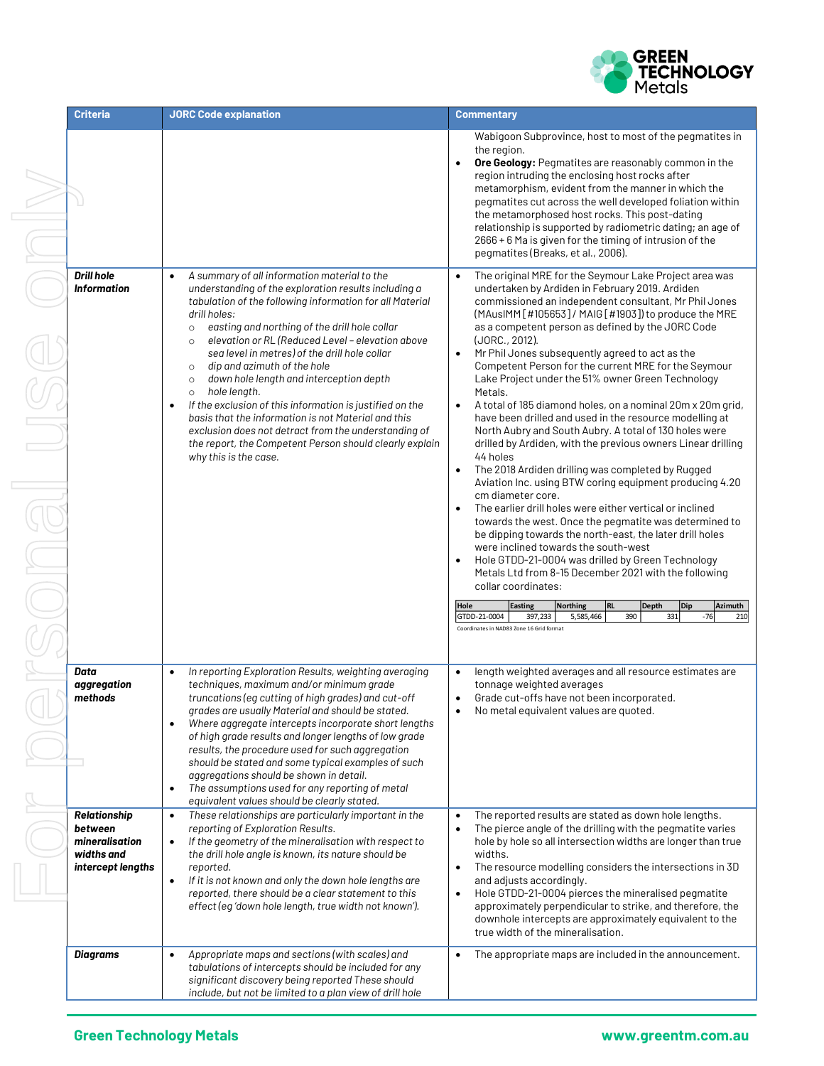| Criteria | JORC Code explanation | Commentary |
| --- | --- | --- |
| | | Wabigoon Subprovince, host to most of the pegmatites in the region.<br>• **Ore Geology:** Pegmatites are reasonably common in the region intruding the enclosing host rocks after metamorphism, evident from the manner in which the pegmatites cut across the well developed foliation within the metamorphosed host rocks. This post-dating relationship is supported by radiometric dating; an age of 2666 + 6 Ma is given for the timing of intrusion of the pegmatites (Breaks, et al., 2006). |
| ***Drill hole Information*** | • *A summary of all information material to the understanding of the exploration results including a tabulation of the following information for all Material drill holes:*<br>  ○ *easting and northing of the drill hole collar*<br>  ○ *elevation or RL (Reduced Level – elevation above sea level in metres) of the drill hole collar*<br>  ○ *dip and azimuth of the hole*<br>  ○ *down hole length and interception depth*<br>  ○ *hole length.*<br>• *If the exclusion of this information is justified on the basis that the information is not Material and this exclusion does not detract from the understanding of the report, the Competent Person should clearly explain why this is the case.* | • The original MRE for the Seymour Lake Project area was undertaken by Ardiden in February 2019. Ardiden commissioned an independent consultant, Mr Phil Jones (MAusIMM [#105653] / MAIG [#1903]) to produce the MRE as a competent person as defined by the JORC Code (JORC., 2012).<br>• Mr Phil Jones subsequently agreed to act as the Competent Person for the current MRE for the Seymour Lake Project under the 51% owner Green Technology Metals.<br>• A total of 185 diamond holes, on a nominal 20m x 20m grid, have been drilled and used in the resource modelling at North Aubry and South Aubry. A total of 130 holes were drilled by Ardiden, with the previous owners Linear drilling 44 holes<br>• The 2018 Ardiden drilling was completed by Rugged Aviation Inc. using BTW coring equipment producing 4.20 cm diameter core.<br>• The earlier drill holes were either vertical or inclined towards the west. Once the pegmatite was determined to be dipping towards the north-east, the later drill holes were inclined towards the south-west<br>• Hole GTDD-21-0004 was drilled by Green Technology Metals Ltd from 8-15 December 2021 with the following collar coordinates:<br><br>Hole: GTDD-21-0004; Easting: 397,233; Northing: 5,585,466; RL: 390; Depth: 331; Dip: -76; Azimuth: 210<br>Coordinates in NAD83 Zone 16 Grid format |
| ***Data aggregation methods*** | • *In reporting Exploration Results, weighting averaging techniques, maximum and/or minimum grade truncations (eg cutting of high grades) and cut-off grades are usually Material and should be stated.*<br>• *Where aggregate intercepts incorporate short lengths of high grade results and longer lengths of low grade results, the procedure used for such aggregation should be stated and some typical examples of such aggregations should be shown in detail.*<br>• *The assumptions used for any reporting of metal equivalent values should be clearly stated.* | • length weighted averages and all resource estimates are tonnage weighted averages<br>• Grade cut-offs have not been incorporated.<br>• No metal equivalent values are quoted. |
| ***Relationship between mineralisation widths and intercept lengths*** | • *These relationships are particularly important in the reporting of Exploration Results.*<br>• *If the geometry of the mineralisation with respect to the drill hole angle is known, its nature should be reported.*<br>• *If it is not known and only the down hole lengths are reported, there should be a clear statement to this effect (eg 'down hole length, true width not known').* | • The reported results are stated as down hole lengths.<br>• The pierce angle of the drilling with the pegmatite varies hole by hole so all intersection widths are longer than true widths.<br>• The resource modelling considers the intersections in 3D and adjusts accordingly.<br>• Hole GTDD-21-0004 pierces the mineralised pegmatite approximately perpendicular to strike, and therefore, the downhole intercepts are approximately equivalent to the true width of the mineralisation. |
| ***Diagrams*** | • *Appropriate maps and sections (with scales) and tabulations of intercepts should be included for any significant discovery being reported These should include, but not be limited to a plan view of drill hole* | • The appropriate maps are included in the announcement. |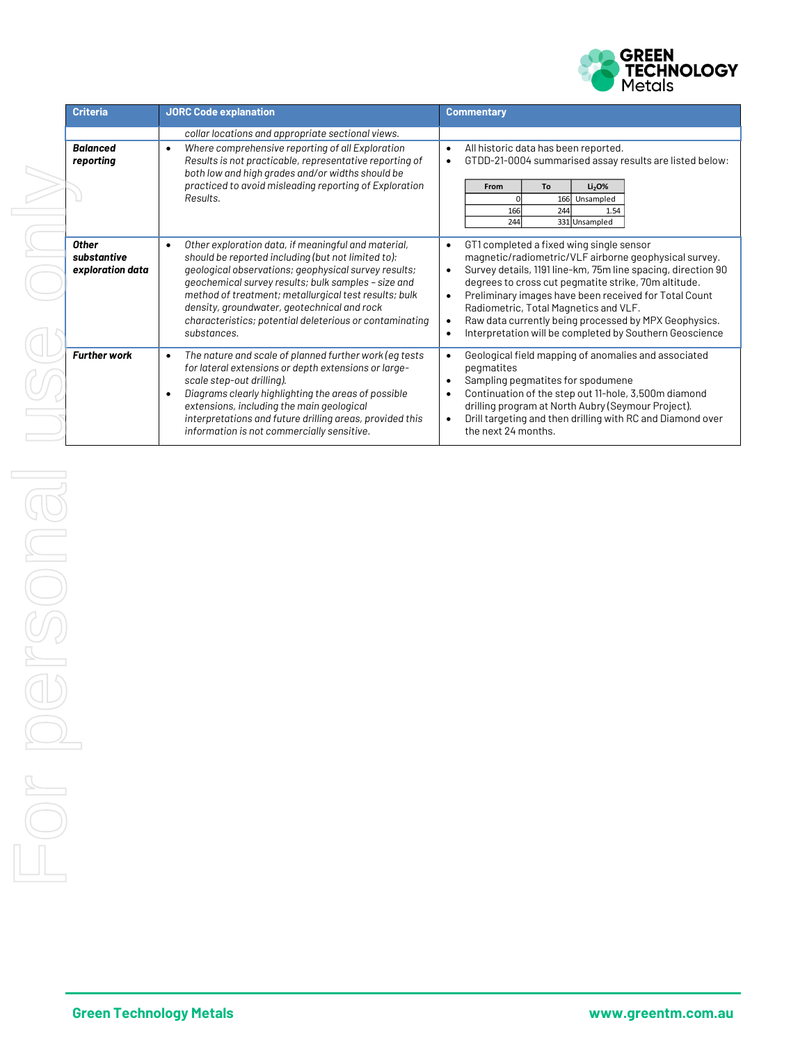| Criteria | JORC Code explanation | Commentary |
|---|---|---|
| | *collar locations and appropriate sectional views.* | |
| ***Balanced reporting*** | • *Where comprehensive reporting of all Exploration Results is not practicable, representative reporting of both low and high grades and/or widths should be practiced to avoid misleading reporting of Exploration Results.* | • All historic data has been reported.<br>• GTDD-21-0004 summarised assay results are listed below:<br><br>From / To / $Li_2O$%<br>0 / 166 / Unsampled<br>166 / 244 / 1.54<br>244 / 331 / Unsampled |
| ***Other substantive exploration data*** | • *Other exploration data, if meaningful and material, should be reported including (but not limited to): geological observations; geophysical survey results; geochemical survey results; bulk samples – size and method of treatment; metallurgical test results; bulk density, groundwater, geotechnical and rock characteristics; potential deleterious or contaminating substances.* | • GT1 completed a fixed wing single sensor magnetic/radiometric/VLF airborne geophysical survey.<br>• Survey details, 1191 line-km, 75m line spacing, direction 90 degrees to cross cut pegmatite strike, 70m altitude.<br>• Preliminary images have been received for Total Count Radiometric, Total Magnetics and VLF.<br>• Raw data currently being processed by MPX Geophysics.<br>• Interpretation will be completed by Southern Geoscience |
| ***Further work*** | • *The nature and scale of planned further work (eg tests for lateral extensions or depth extensions or large-scale step-out drilling).*<br>• *Diagrams clearly highlighting the areas of possible extensions, including the main geological interpretations and future drilling areas, provided this information is not commercially sensitive.* | • Geological field mapping of anomalies and associated pegmatites<br>• Sampling pegmatites for spodumene<br>• Continuation of the step out 11-hole, 3,500m diamond drilling program at North Aubry (Seymour Project).<br>• Drill targeting and then drilling with RC and Diamond over the next 24 months. |